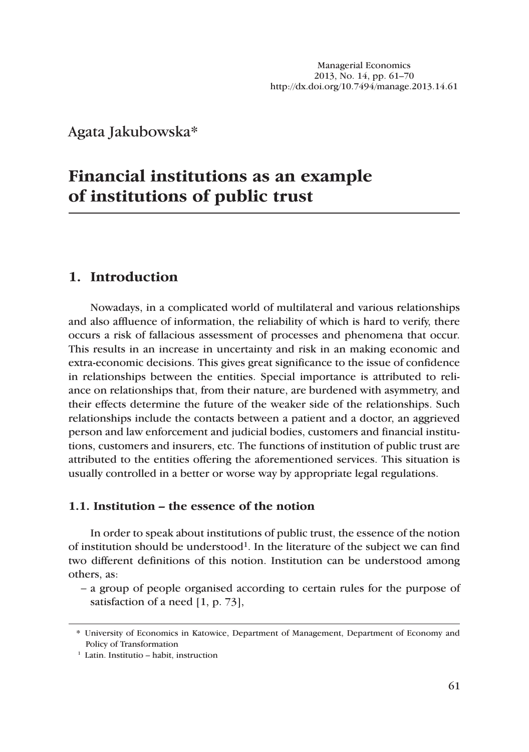Agata Jakubowska*

# Financial institutions as an example of institutions of public trust

## 1. Introduction

Nowadays, in a complicated world of multilateral and various relationships and also affluence of information, the reliability of which is hard to verify, there occurs a risk of fallacious assessment of processes and phenomena that occur. This results in an increase in uncertainty and risk in an making economic and extra-economic decisions. This gives great significance to the issue of confidence in relationships between the entities. Special importance is attributed to reliance on relationships that, from their nature, are burdened with asymmetry, and their effects determine the future of the weaker side of the relationships. Such relationships include the contacts between a patient and a doctor, an aggrieved person and law enforcement and judicial bodies, customers and financial institutions, customers and insurers, etc. The functions of institution of public trust are attributed to the entities offering the aforementioned services. This situation is usually controlled in a better or worse way by appropriate legal regulations.

### 1.1. Institution – the essence of the notion

In order to speak about institutions of public trust, the essence of the notion of institution should be understood[1]. In the literature of the subject we can find two different definitions of this notion. Institution can be understood among others, as:

– a group of people organised according to certain rules for the purpose of satisfaction of a need [1, p. 73],

\* University of Economics in Katowice, Department of Management, Department of Economy and Policy of Transformation

[1] Latin. Institutio – habit, instruction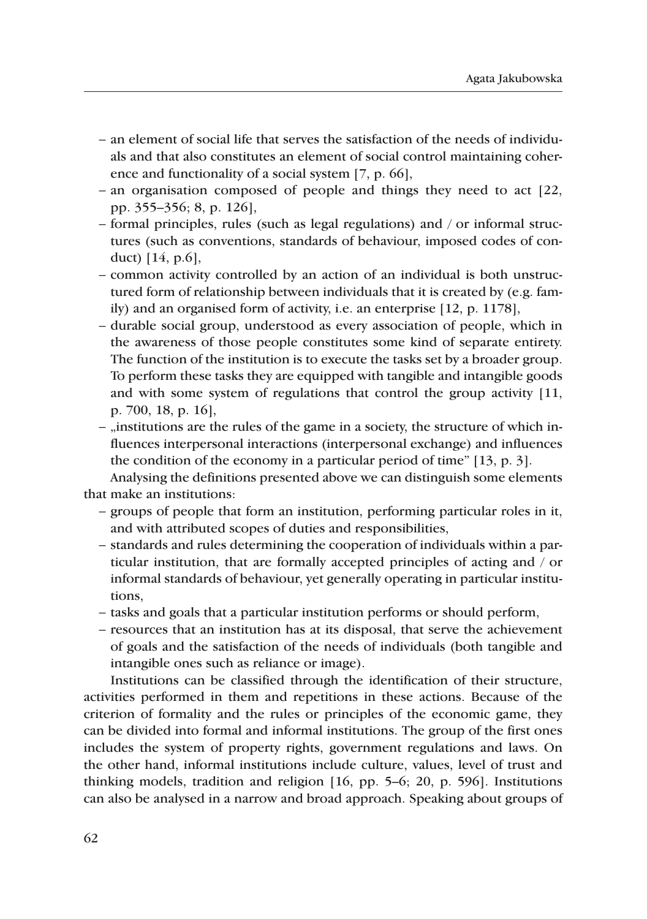– an element of social life that serves the satisfaction of the needs of individuals and that also constitutes an element of social control maintaining coherence and functionality of a social system [7, p. 66],
– an organisation composed of people and things they need to act [22, pp. 355–356; 8, p. 126],
– formal principles, rules (such as legal regulations) and / or informal structures (such as conventions, standards of behaviour, imposed codes of conduct) [14, p.6],
– common activity controlled by an action of an individual is both unstructured form of relationship between individuals that it is created by (e.g. family) and an organised form of activity, i.e. an enterprise [12, p. 1178],
– durable social group, understood as every association of people, which in the awareness of those people constitutes some kind of separate entirety. The function of the institution is to execute the tasks set by a broader group. To perform these tasks they are equipped with tangible and intangible goods and with some system of regulations that control the group activity [11, p. 700, 18, p. 16],
– „institutions are the rules of the game in a society, the structure of which influences interpersonal interactions (interpersonal exchange) and influences the condition of the economy in a particular period of time" [13, p. 3].

Analysing the definitions presented above we can distinguish some elements that make an institutions:

– groups of people that form an institution, performing particular roles in it, and with attributed scopes of duties and responsibilities,
– standards and rules determining the cooperation of individuals within a particular institution, that are formally accepted principles of acting and / or informal standards of behaviour, yet generally operating in particular institutions,
– tasks and goals that a particular institution performs or should perform,
– resources that an institution has at its disposal, that serve the achievement of goals and the satisfaction of the needs of individuals (both tangible and intangible ones such as reliance or image).

Institutions can be classified through the identification of their structure, activities performed in them and repetitions in these actions. Because of the criterion of formality and the rules or principles of the economic game, they can be divided into formal and informal institutions. The group of the first ones includes the system of property rights, government regulations and laws. On the other hand, informal institutions include culture, values, level of trust and thinking models, tradition and religion [16, pp. 5–6; 20, p. 596]. Institutions can also be analysed in a narrow and broad approach. Speaking about groups of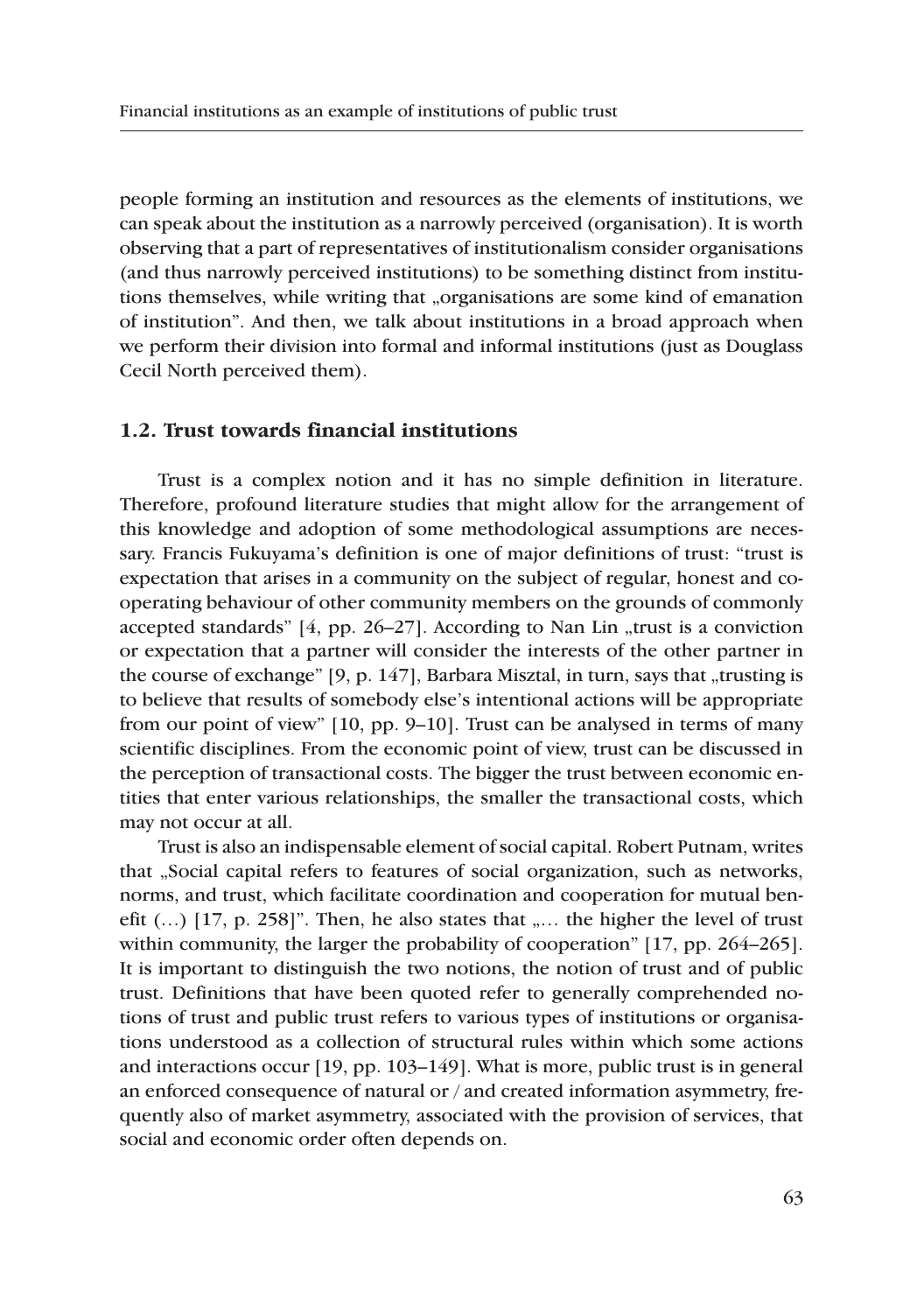people forming an institution and resources as the elements of institutions, we can speak about the institution as a narrowly perceived (organisation). It is worth observing that a part of representatives of institutionalism consider organisations (and thus narrowly perceived institutions) to be something distinct from institutions themselves, while writing that „organisations are some kind of emanation of institution". And then, we talk about institutions in a broad approach when we perform their division into formal and informal institutions (just as Douglass Cecil North perceived them).

### 1.2. Trust towards financial institutions

Trust is a complex notion and it has no simple definition in literature. Therefore, profound literature studies that might allow for the arrangement of this knowledge and adoption of some methodological assumptions are necessary. Francis Fukuyama's definition is one of major definitions of trust: "trust is expectation that arises in a community on the subject of regular, honest and cooperating behaviour of other community members on the grounds of commonly accepted standards" [4, pp. 26–27]. According to Nan Lin „trust is a conviction or expectation that a partner will consider the interests of the other partner in the course of exchange" [9, p. 147], Barbara Misztal, in turn, says that „trusting is to believe that results of somebody else's intentional actions will be appropriate from our point of view" [10, pp. 9–10]. Trust can be analysed in terms of many scientific disciplines. From the economic point of view, trust can be discussed in the perception of transactional costs. The bigger the trust between economic entities that enter various relationships, the smaller the transactional costs, which may not occur at all.

Trust is also an indispensable element of social capital. Robert Putnam, writes that „Social capital refers to features of social organization, such as networks, norms, and trust, which facilitate coordination and cooperation for mutual benefit (…) [17, p. 258]". Then, he also states that „… the higher the level of trust within community, the larger the probability of cooperation" [17, pp. 264–265]. It is important to distinguish the two notions, the notion of trust and of public trust. Definitions that have been quoted refer to generally comprehended notions of trust and public trust refers to various types of institutions or organisations understood as a collection of structural rules within which some actions and interactions occur [19, pp. 103–149]. What is more, public trust is in general an enforced consequence of natural or / and created information asymmetry, frequently also of market asymmetry, associated with the provision of services, that social and economic order often depends on.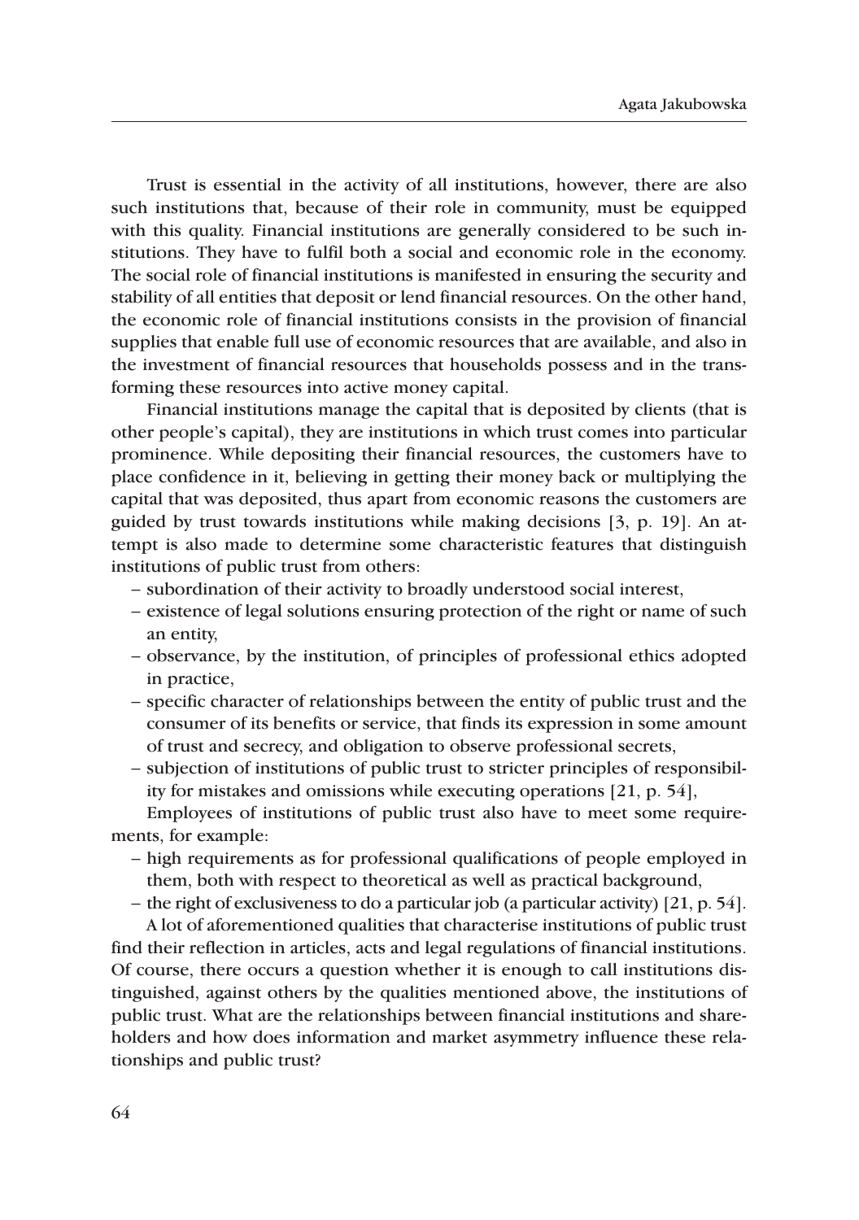Trust is essential in the activity of all institutions, however, there are also such institutions that, because of their role in community, must be equipped with this quality. Financial institutions are generally considered to be such institutions. They have to fulfil both a social and economic role in the economy. The social role of financial institutions is manifested in ensuring the security and stability of all entities that deposit or lend financial resources. On the other hand, the economic role of financial institutions consists in the provision of financial supplies that enable full use of economic resources that are available, and also in the investment of financial resources that households possess and in the transforming these resources into active money capital.

Financial institutions manage the capital that is deposited by clients (that is other people's capital), they are institutions in which trust comes into particular prominence. While depositing their financial resources, the customers have to place confidence in it, believing in getting their money back or multiplying the capital that was deposited, thus apart from economic reasons the customers are guided by trust towards institutions while making decisions [3, p. 19]. An attempt is also made to determine some characteristic features that distinguish institutions of public trust from others:

- subordination of their activity to broadly understood social interest,
- existence of legal solutions ensuring protection of the right or name of such an entity,
- observance, by the institution, of principles of professional ethics adopted in practice,
- specific character of relationships between the entity of public trust and the consumer of its benefits or service, that finds its expression in some amount of trust and secrecy, and obligation to observe professional secrets,
- subjection of institutions of public trust to stricter principles of responsibility for mistakes and omissions while executing operations [21, p. 54],

Employees of institutions of public trust also have to meet some requirements, for example:

- high requirements as for professional qualifications of people employed in them, both with respect to theoretical as well as practical background,
- the right of exclusiveness to do a particular job (a particular activity) [21, p. 54].

A lot of aforementioned qualities that characterise institutions of public trust find their reflection in articles, acts and legal regulations of financial institutions. Of course, there occurs a question whether it is enough to call institutions distinguished, against others by the qualities mentioned above, the institutions of public trust. What are the relationships between financial institutions and shareholders and how does information and market asymmetry influence these relationships and public trust?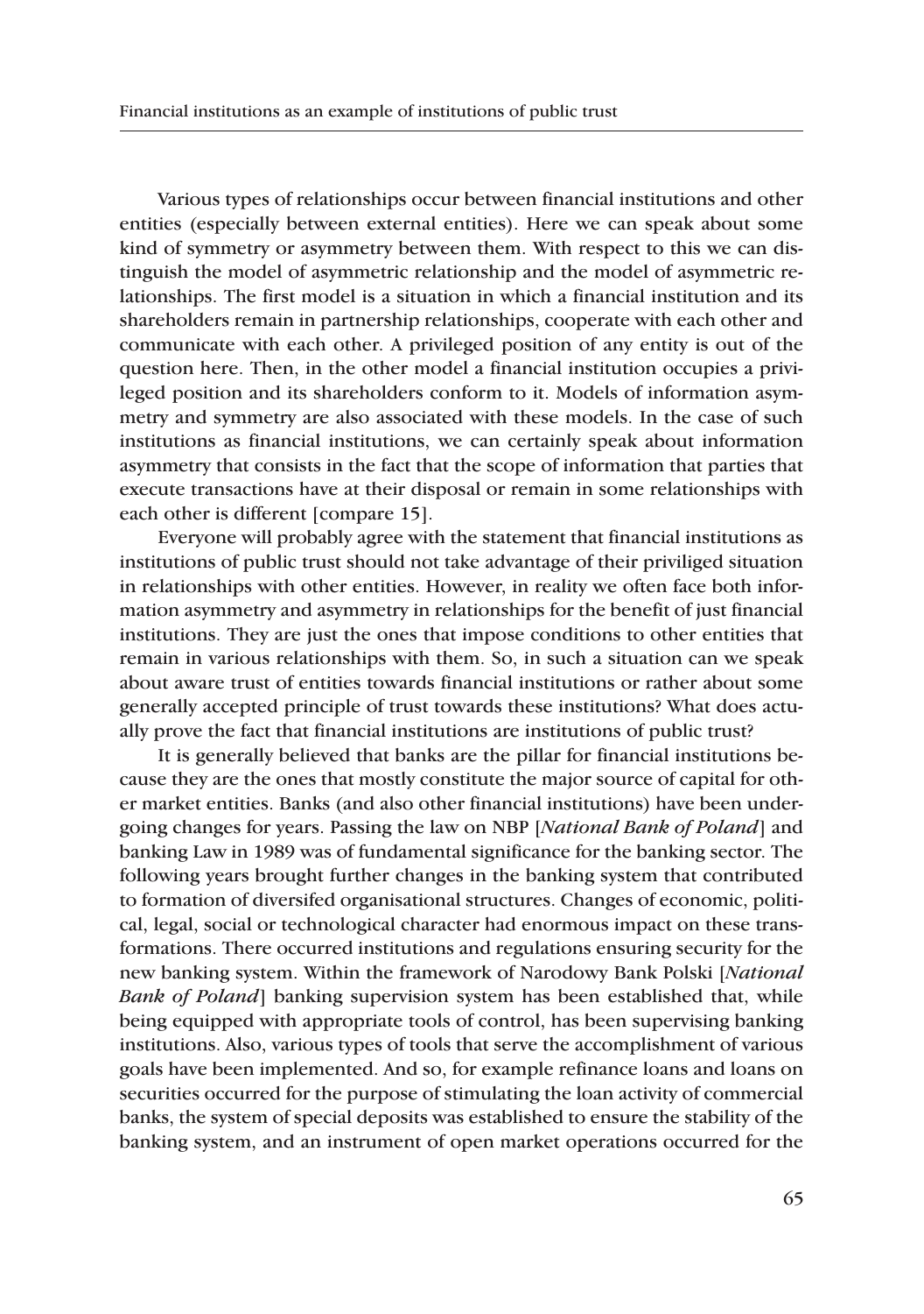Various types of relationships occur between financial institutions and other entities (especially between external entities). Here we can speak about some kind of symmetry or asymmetry between them. With respect to this we can distinguish the model of asymmetric relationship and the model of asymmetric relationships. The first model is a situation in which a financial institution and its shareholders remain in partnership relationships, cooperate with each other and communicate with each other. A privileged position of any entity is out of the question here. Then, in the other model a financial institution occupies a privileged position and its shareholders conform to it. Models of information asymmetry and symmetry are also associated with these models. In the case of such institutions as financial institutions, we can certainly speak about information asymmetry that consists in the fact that the scope of information that parties that execute transactions have at their disposal or remain in some relationships with each other is different [compare 15].

Everyone will probably agree with the statement that financial institutions as institutions of public trust should not take advantage of their priviliged situation in relationships with other entities. However, in reality we often face both information asymmetry and asymmetry in relationships for the benefit of just financial institutions. They are just the ones that impose conditions to other entities that remain in various relationships with them. So, in such a situation can we speak about aware trust of entities towards financial institutions or rather about some generally accepted principle of trust towards these institutions? What does actually prove the fact that financial institutions are institutions of public trust?

It is generally believed that banks are the pillar for financial institutions because they are the ones that mostly constitute the major source of capital for other market entities. Banks (and also other financial institutions) have been undergoing changes for years. Passing the law on NBP [*National Bank of Poland*] and banking Law in 1989 was of fundamental significance for the banking sector. The following years brought further changes in the banking system that contributed to formation of diversifed organisational structures. Changes of economic, political, legal, social or technological character had enormous impact on these transformations. There occurred institutions and regulations ensuring security for the new banking system. Within the framework of Narodowy Bank Polski [*National Bank of Poland*] banking supervision system has been established that, while being equipped with appropriate tools of control, has been supervising banking institutions. Also, various types of tools that serve the accomplishment of various goals have been implemented. And so, for example refinance loans and loans on securities occurred for the purpose of stimulating the loan activity of commercial banks, the system of special deposits was established to ensure the stability of the banking system, and an instrument of open market operations occurred for the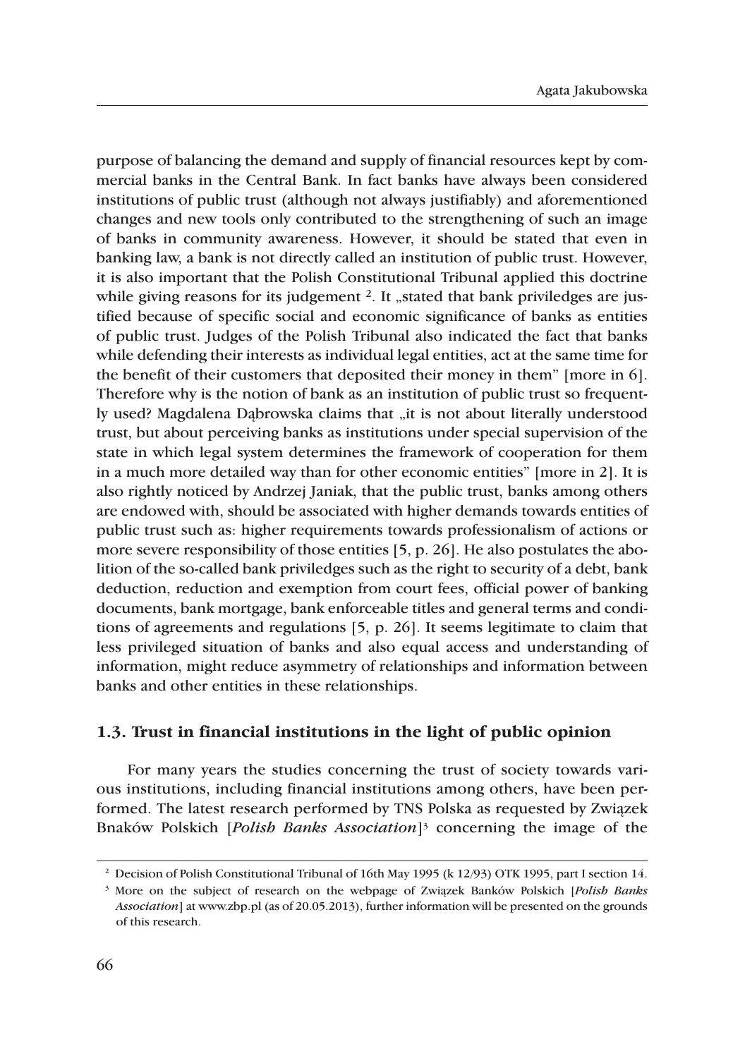purpose of balancing the demand and supply of financial resources kept by commercial banks in the Central Bank. In fact banks have always been considered institutions of public trust (although not always justifiably) and aforementioned changes and new tools only contributed to the strengthening of such an image of banks in community awareness. However, it should be stated that even in banking law, a bank is not directly called an institution of public trust. However, it is also important that the Polish Constitutional Tribunal applied this doctrine while giving reasons for its judgement [2]. It „stated that bank priviledges are justified because of specific social and economic significance of banks as entities of public trust. Judges of the Polish Tribunal also indicated the fact that banks while defending their interests as individual legal entities, act at the same time for the benefit of their customers that deposited their money in them" [more in 6]. Therefore why is the notion of bank as an institution of public trust so frequently used? Magdalena Dąbrowska claims that „it is not about literally understood trust, but about perceiving banks as institutions under special supervision of the state in which legal system determines the framework of cooperation for them in a much more detailed way than for other economic entities" [more in 2]. It is also rightly noticed by Andrzej Janiak, that the public trust, banks among others are endowed with, should be associated with higher demands towards entities of public trust such as: higher requirements towards professionalism of actions or more severe responsibility of those entities [5, p. 26]. He also postulates the abolition of the so-called bank priviledges such as the right to security of a debt, bank deduction, reduction and exemption from court fees, official power of banking documents, bank mortgage, bank enforceable titles and general terms and conditions of agreements and regulations [5, p. 26]. It seems legitimate to claim that less privileged situation of banks and also equal access and understanding of information, might reduce asymmetry of relationships and information between banks and other entities in these relationships.

### 1.3. Trust in financial institutions in the light of public opinion

For many years the studies concerning the trust of society towards various institutions, including financial institutions among others, have been performed. The latest research performed by TNS Polska as requested by Związek Bnaków Polskich [*Polish Banks Association*][3] concerning the image of the

---

[2] Decision of Polish Constitutional Tribunal of 16th May 1995 (k 12/93) OTK 1995, part I section 14.

[3] More on the subject of research on the webpage of Związek Banków Polskich [*Polish Banks Association*] at www.zbp.pl (as of 20.05.2013), further information will be presented on the grounds of this research.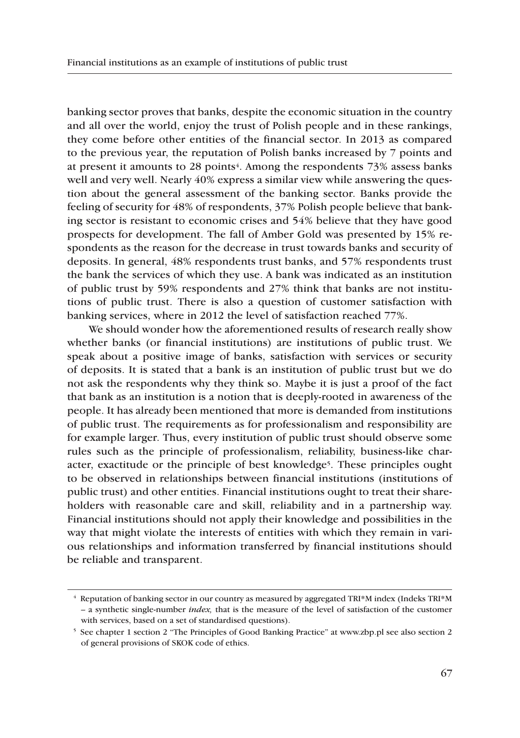banking sector proves that banks, despite the economic situation in the country and all over the world, enjoy the trust of Polish people and in these rankings, they come before other entities of the financial sector. In 2013 as compared to the previous year, the reputation of Polish banks increased by 7 points and at present it amounts to 28 points[4]. Among the respondents 73% assess banks well and very well. Nearly 40% express a similar view while answering the question about the general assessment of the banking sector. Banks provide the feeling of security for 48% of respondents, 37% Polish people believe that banking sector is resistant to economic crises and 54% believe that they have good prospects for development. The fall of Amber Gold was presented by 15% respondents as the reason for the decrease in trust towards banks and security of deposits. In general, 48% respondents trust banks, and 57% respondents trust the bank the services of which they use. A bank was indicated as an institution of public trust by 59% respondents and 27% think that banks are not institutions of public trust. There is also a question of customer satisfaction with banking services, where in 2012 the level of satisfaction reached 77%.

We should wonder how the aforementioned results of research really show whether banks (or financial institutions) are institutions of public trust. We speak about a positive image of banks, satisfaction with services or security of deposits. It is stated that a bank is an institution of public trust but we do not ask the respondents why they think so. Maybe it is just a proof of the fact that bank as an institution is a notion that is deeply-rooted in awareness of the people. It has already been mentioned that more is demanded from institutions of public trust. The requirements as for professionalism and responsibility are for example larger. Thus, every institution of public trust should observe some rules such as the principle of professionalism, reliability, business-like character, exactitude or the principle of best knowledge[5]. These principles ought to be observed in relationships between financial institutions (institutions of public trust) and other entities. Financial institutions ought to treat their shareholders with reasonable care and skill, reliability and in a partnership way. Financial institutions should not apply their knowledge and possibilities in the way that might violate the interests of entities with which they remain in various relationships and information transferred by financial institutions should be reliable and transparent.

---

[4] Reputation of banking sector in our country as measured by aggregated TRI*M index (Indeks TRI*M – a synthetic single-number *index,* that is the measure of the level of satisfaction of the customer with services, based on a set of standardised questions).

[5] See chapter 1 section 2 "The Principles of Good Banking Practice" at www.zbp.pl see also section 2 of general provisions of SKOK code of ethics.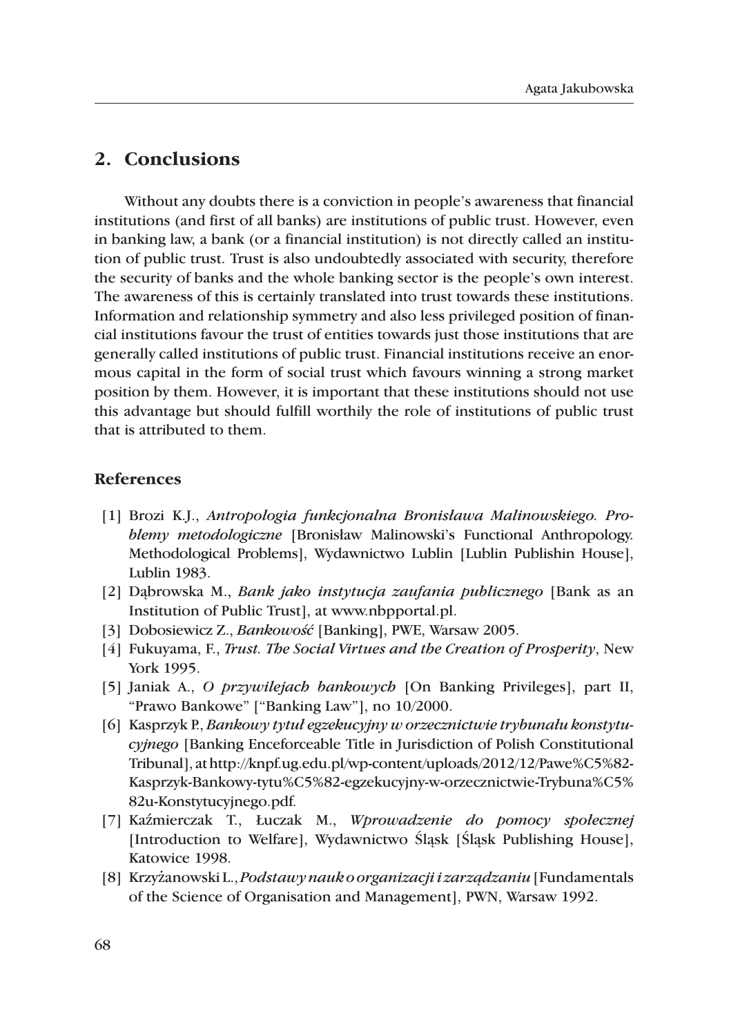## 2. Conclusions

Without any doubts there is a conviction in people's awareness that financial institutions (and first of all banks) are institutions of public trust. However, even in banking law, a bank (or a financial institution) is not directly called an institution of public trust. Trust is also undoubtedly associated with security, therefore the security of banks and the whole banking sector is the people's own interest. The awareness of this is certainly translated into trust towards these institutions. Information and relationship symmetry and also less privileged position of financial institutions favour the trust of entities towards just those institutions that are generally called institutions of public trust. Financial institutions receive an enormous capital in the form of social trust which favours winning a strong market position by them. However, it is important that these institutions should not use this advantage but should fulfill worthily the role of institutions of public trust that is attributed to them.

### References

[1] Brozi K.J., *Antropologia funkcjonalna Bronisława Malinowskiego. Problemy metodologiczne* [Bronisław Malinowski's Functional Anthropology. Methodological Problems], Wydawnictwo Lublin [Lublin Publishin House], Lublin 1983.

[2] Dąbrowska M., *Bank jako instytucja zaufania publicznego* [Bank as an Institution of Public Trust], at www.nbpportal.pl.

[3] Dobosiewicz Z., *Bankowość* [Banking], PWE, Warsaw 2005.

[4] Fukuyama, F., *Trust. The Social Virtues and the Creation of Prosperity*, New York 1995.

[5] Janiak A., *O przywilejach bankowych* [On Banking Privileges], part II, "Prawo Bankowe" ["Banking Law"], no 10/2000.

[6] Kasprzyk P., *Bankowy tytuł egzekucyjny w orzecznictwie trybunału konstytucyjnego* [Banking Enceforceable Title in Jurisdiction of Polish Constitutional Tribunal], at http://knpf.ug.edu.pl/wp-content/uploads/2012/12/Pawe%C5%82-Kasprzyk-Bankowy-tytu%C5%82-egzekucyjny-w-orzecznictwie-Trybuna%C5%82u-Konstytucyjnego.pdf.

[7] Kaźmierczak T., Łuczak M., *Wprowadzenie do pomocy społecznej* [Introduction to Welfare], Wydawnictwo Śląsk [Śląsk Publishing House], Katowice 1998.

[8] Krzyżanowski L., *Podstawy nauk o organizacji i zarządzaniu* [Fundamentals of the Science of Organisation and Management], PWN, Warsaw 1992.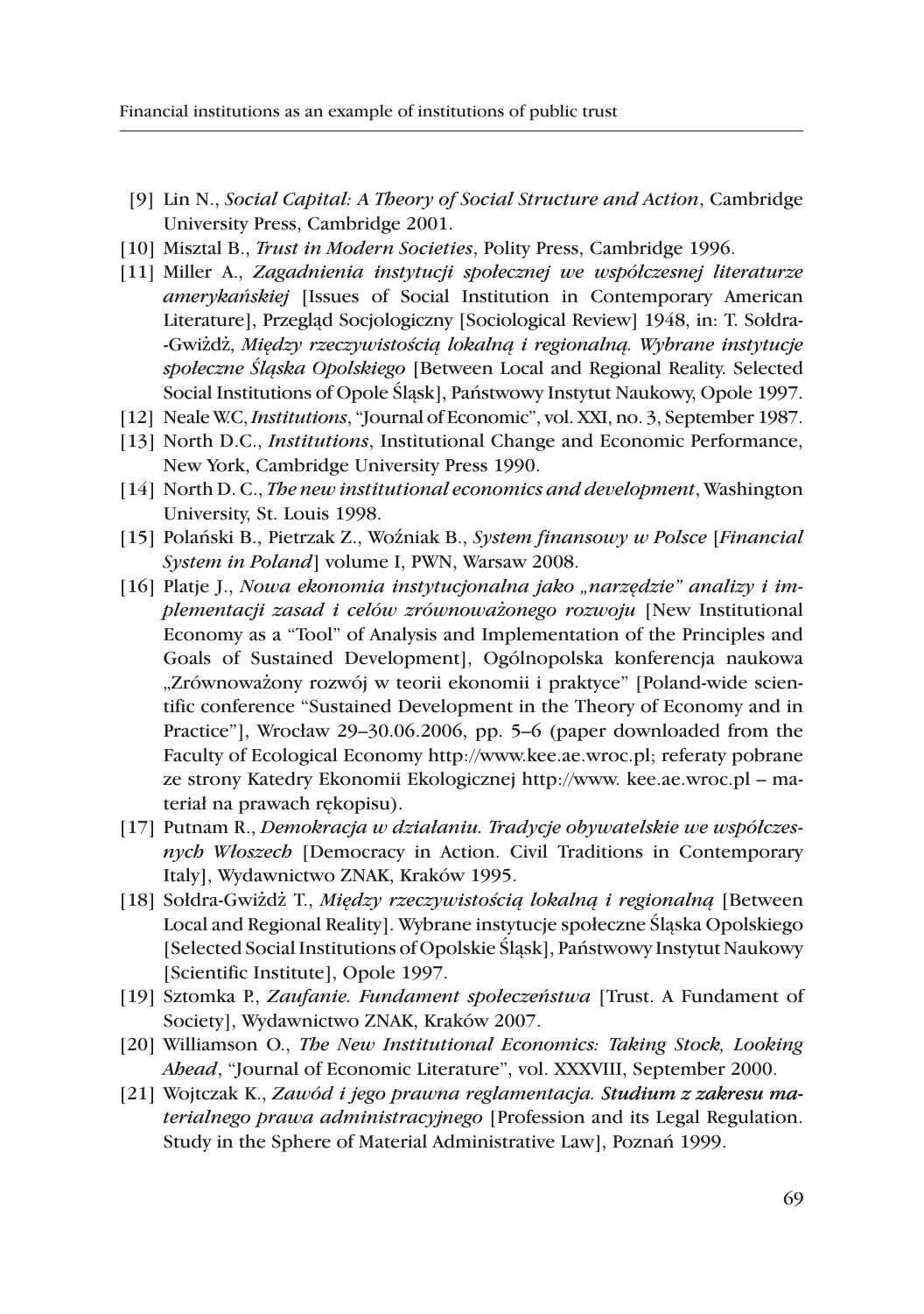[9] Lin N., *Social Capital: A Theory of Social Structure and Action*, Cambridge University Press, Cambridge 2001.

[10] Misztal B., *Trust in Modern Societies*, Polity Press, Cambridge 1996.

[11] Miller A., *Zagadnienia instytucji społecznej we współczesnej literaturze amerykańskiej* [Issues of Social Institution in Contemporary American Literature], Przegląd Socjologiczny [Sociological Review] 1948, in: T. Sołdra-Gwiżdż, *Między rzeczywistością lokalną i regionalną. Wybrane instytucje społeczne Śląska Opolskiego* [Between Local and Regional Reality. Selected Social Institutions of Opole Śląsk], Państwowy Instytut Naukowy, Opole 1997.

[12] Neale W.C, *Institutions*, "Journal of Economic", vol. XXI, no. 3, September 1987.

[13] North D.C., *Institutions*, Institutional Change and Economic Performance, New York, Cambridge University Press 1990.

[14] North D. C., *The new institutional economics and development*, Washington University, St. Louis 1998.

[15] Polański B., Pietrzak Z., Woźniak B., *System finansowy w Polsce* [*Financial System in Poland*] volume I, PWN, Warsaw 2008.

[16] Platje J., *Nowa ekonomia instytucjonalna jako „narzędzie" analizy i implementacji zasad i celów zrównoważonego rozwoju* [New Institutional Economy as a "Tool" of Analysis and Implementation of the Principles and Goals of Sustained Development], Ogólnopolska konferencja naukowa „Zrównoważony rozwój w teorii ekonomii i praktyce" [Poland-wide scientific conference "Sustained Development in the Theory of Economy and in Practice"], Wrocław 29–30.06.2006, pp. 5–6 (paper downloaded from the Faculty of Ecological Economy http://www.kee.ae.wroc.pl; referaty pobrane ze strony Katedry Ekonomii Ekologicznej http://www. kee.ae.wroc.pl – materiał na prawach rękopisu).

[17] Putnam R., *Demokracja w działaniu. Tradycje obywatelskie we współczesnych Włoszech* [Democracy in Action. Civil Traditions in Contemporary Italy], Wydawnictwo ZNAK, Kraków 1995.

[18] Sołdra-Gwiżdż T., *Między rzeczywistością lokalną i regionalną* [Between Local and Regional Reality]. Wybrane instytucje społeczne Śląska Opolskiego [Selected Social Institutions of Opolskie Śląsk], Państwowy Instytut Naukowy [Scientific Institute], Opole 1997.

[19] Sztomka P., *Zaufanie. Fundament społeczeństwa* [Trust. A Fundament of Society], Wydawnictwo ZNAK, Kraków 2007.

[20] Williamson O., *The New Institutional Economics: Taking Stock, Looking Ahead*, "Journal of Economic Literature", vol. XXXVIII, September 2000.

[21] Wojtczak K., *Zawód i jego prawna reglamentacja. **Studium z zakresu materialnego prawa administracyjnego*** [Profession and its Legal Regulation. Study in the Sphere of Material Administrative Law], Poznań 1999.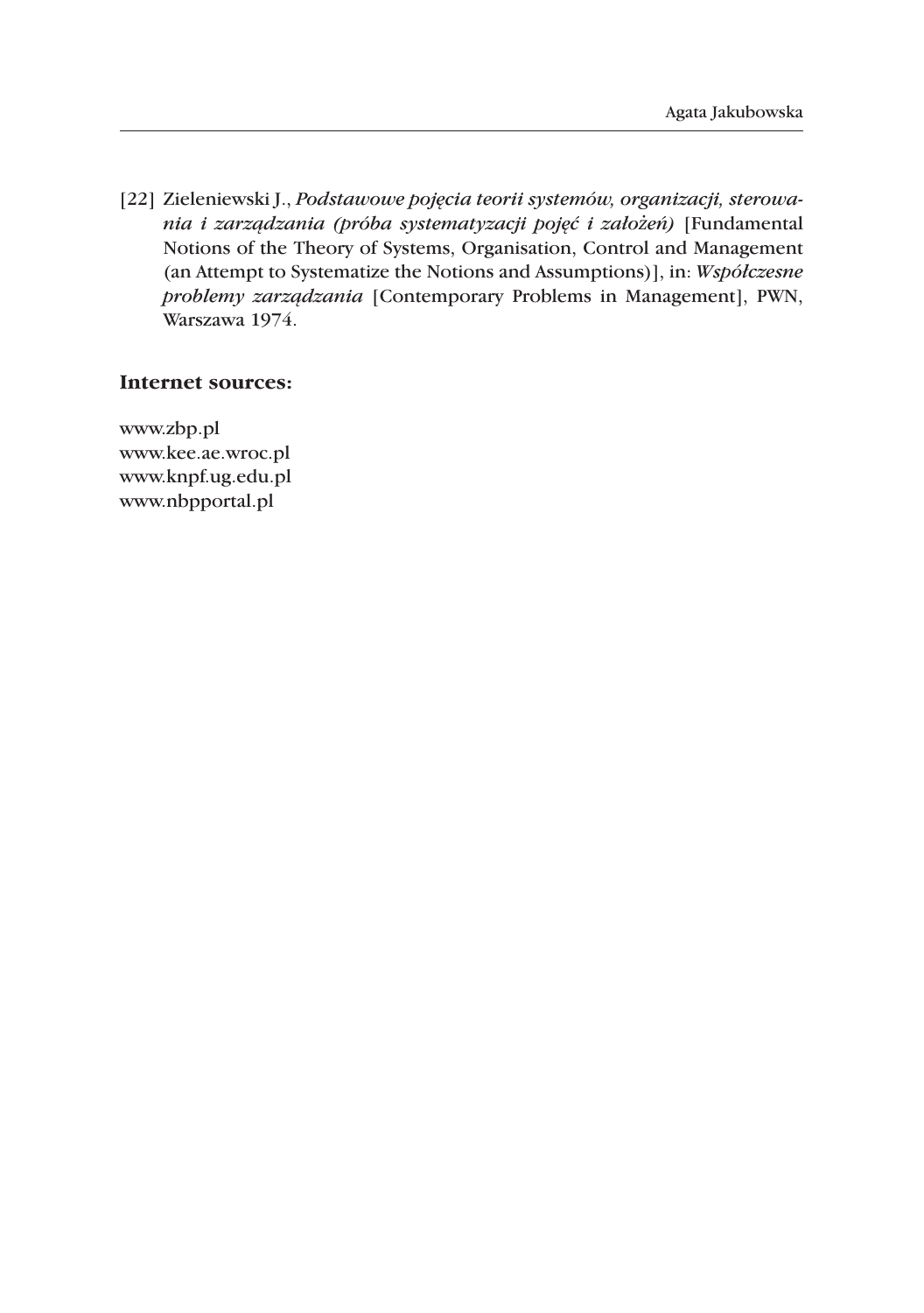[22] Zieleniewski J., *Podstawowe pojęcia teorii systemów, organizacji, sterowania i zarządzania (próba systematyzacji pojęć i założeń)* [Fundamental Notions of the Theory of Systems, Organisation, Control and Management (an Attempt to Systematize the Notions and Assumptions)], in: *Współczesne problemy zarządzania* [Contemporary Problems in Management], PWN, Warszawa 1974.

### Internet sources:

www.zbp.pl
www.kee.ae.wroc.pl
www.knpf.ug.edu.pl
www.nbpportal.pl